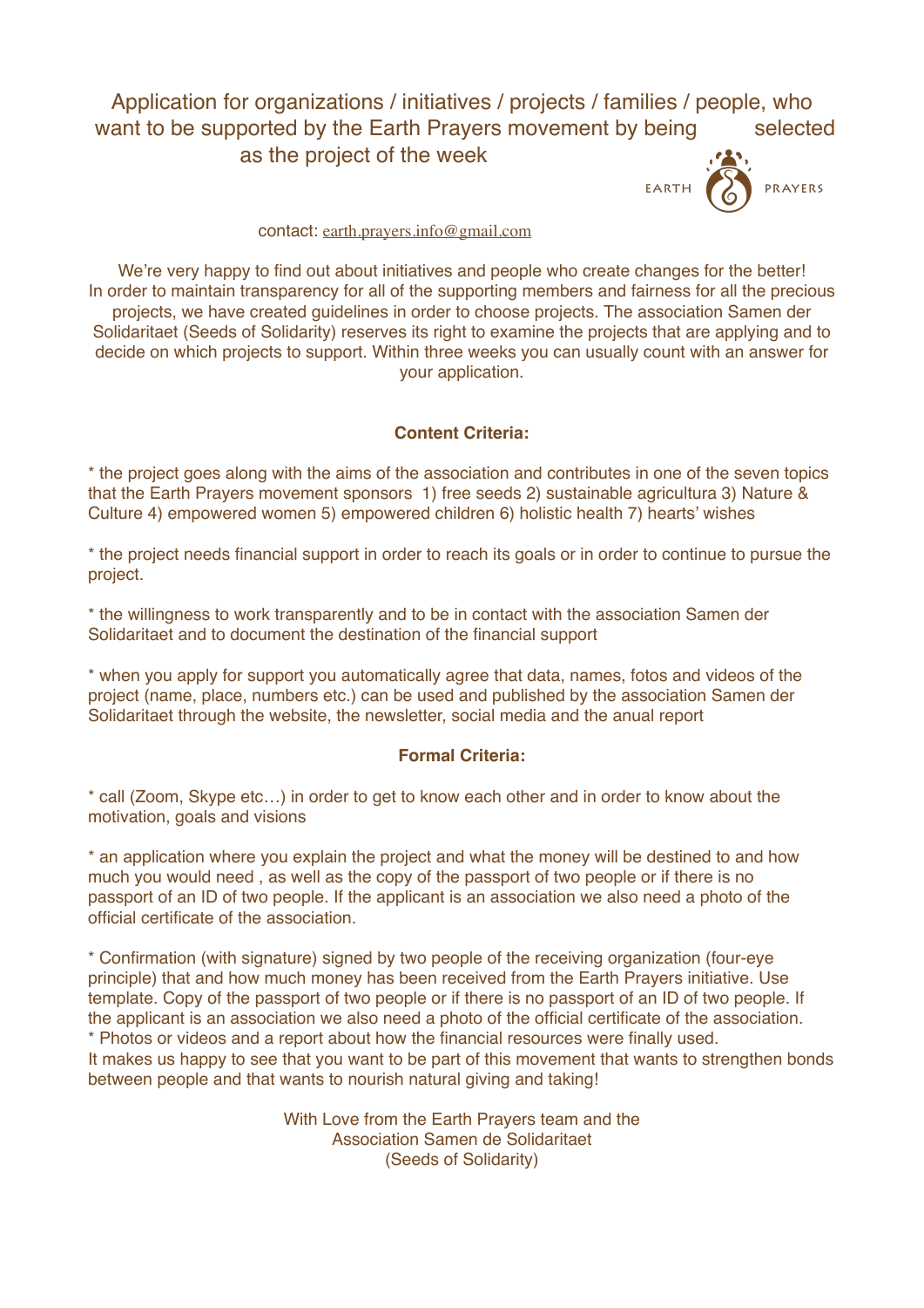# Application for organizations / initiatives / projects / families / people, who want to be supported by the Earth Prayers movement by being selected as the project of the week

EARTH PRAYERS

contact: earth.prayers.info@gmail.com

We're very happy to find out about initiatives and people who create changes for the better! In order to maintain transparency for all of the supporting members and fairness for all the precious projects, we have created guidelines in order to choose projects. The association Samen der Solidaritaet (Seeds of Solidarity) reserves its right to examine the projects that are applying and to decide on which projects to support. Within three weeks you can usually count with an answer for your application.

**Content Criteria:**

* the project goes along with the aims of the association and contributes in one of the seven topics that the Earth Prayers movement sponsors 1) free seeds 2) sustainable agricultura 3) Nature & Culture 4) empowered women 5) empowered children 6) holistic health 7) hearts' wishes

* the project needs financial support in order to reach its goals or in order to continue to pursue the project.

* the willingness to work transparently and to be in contact with the association Samen der Solidaritaet and to document the destination of the financial support

* when you apply for support you automatically agree that data, names, fotos and videos of the project (name, place, numbers etc.) can be used and published by the association Samen der Solidaritaet through the website, the newsletter, social media and the anual report

**Formal Criteria:**

* call (Zoom, Skype etc…) in order to get to know each other and in order to know about the motivation, goals and visions

* an application where you explain the project and what the money will be destined to and how much you would need , as well as the copy of the passport of two people or if there is no passport of an ID of two people. If the applicant is an association we also need a photo of the official certificate of the association.

* Confirmation (with signature) signed by two people of the receiving organization (four-eye principle) that and how much money has been received from the Earth Prayers initiative. Use template. Copy of the passport of two people or if there is no passport of an ID of two people. If the applicant is an association we also need a photo of the official certificate of the association.
* Photos or videos and a report about how the financial resources were finally used.
It makes us happy to see that you want to be part of this movement that wants to strengthen bonds between people and that wants to nourish natural giving and taking!

With Love from the Earth Prayers team and the
Association Samen de Solidaritaet
(Seeds of Solidarity)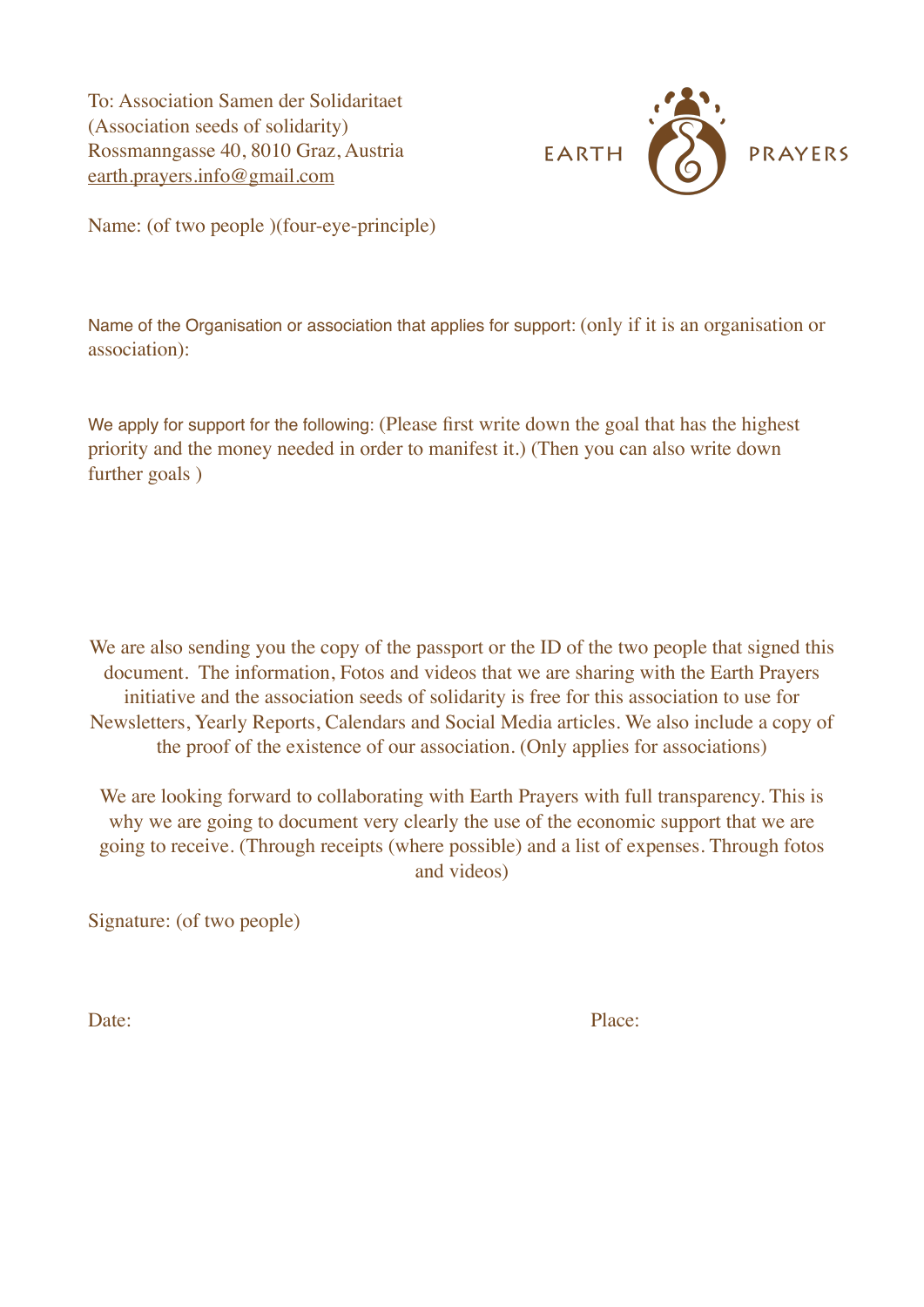To: Association Samen der Solidaritaet
(Association seeds of solidarity)
Rossmanngasse 40, 8010 Graz, Austria
earth.prayers.info@gmail.com

EARTH PRAYERS

Name: (of two people )(four-eye-principle)

Name of the Organisation or association that applies for support: (only if it is an organisation or association):

We apply for support for the following: (Please first write down the goal that has the highest priority and the money needed in order to manifest it.) (Then you can also write down further goals )

We are also sending you the copy of the passport or the ID of the two people that signed this document. The information, Fotos and videos that we are sharing with the Earth Prayers initiative and the association seeds of solidarity is free for this association to use for Newsletters, Yearly Reports, Calendars and Social Media articles. We also include a copy of the proof of the existence of our association. (Only applies for associations)

We are looking forward to collaborating with Earth Prayers with full transparency. This is why we are going to document very clearly the use of the economic support that we are going to receive. (Through receipts (where possible) and a list of expenses. Through fotos and videos)

Signature: (of two people)

Date: Place: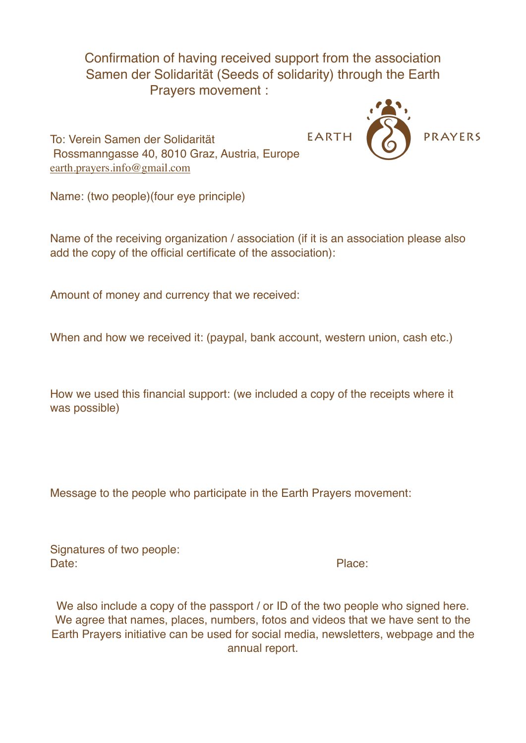Confirmation of having received support from the association Samen der Solidarität (Seeds of solidarity) through the Earth Prayers movement :

EARTH PRAYERS

To: Verein Samen der Solidarität
Rossmanngasse 40, 8010 Graz, Austria, Europe
earth.prayers.info@gmail.com

Name: (two people)(four eye principle)

Name of the receiving organization / association (if it is an association please also add the copy of the official certificate of the association):

Amount of money and currency that we received:

When and how we received it: (paypal, bank account, western union, cash etc.)

How we used this financial support: (we included a copy of the receipts where it was possible)

Message to the people who participate in the Earth Prayers movement:

Signatures of two people:

Date: Place:

We also include a copy of the passport / or ID of the two people who signed here. We agree that names, places, numbers, fotos and videos that we have sent to the Earth Prayers initiative can be used for social media, newsletters, webpage and the annual report.